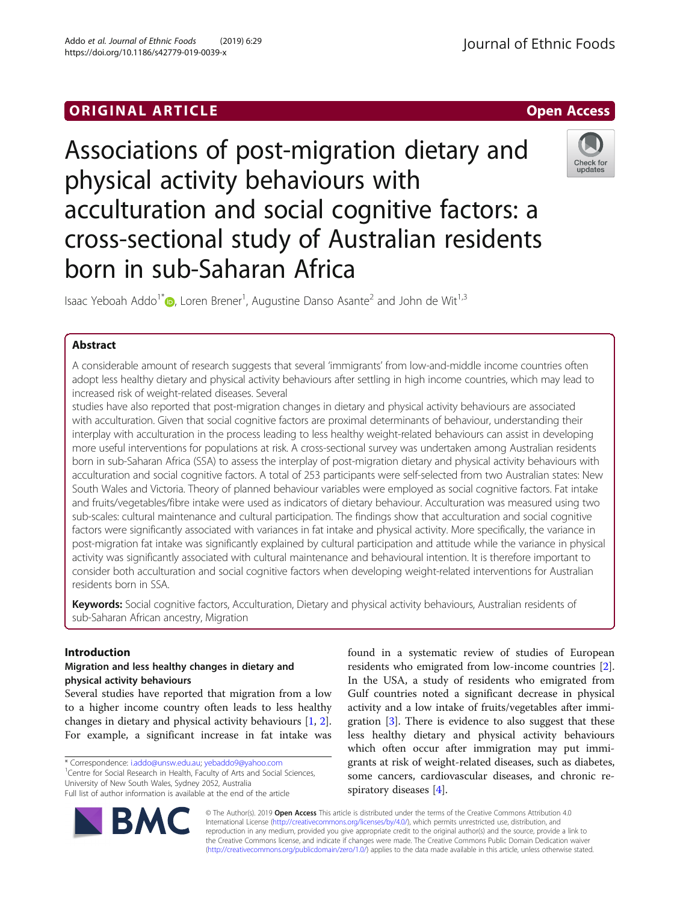ORIGINAL ARTICLE

Open Access

# Associations of post-migration dietary and physical activity behaviours with acculturation and social cognitive factors: a cross-sectional study of Australian residents born in sub-Saharan Africa

Isaac Yeboah Addo[1*], Loren Brener[1], Augustine Danso Asante[2] and John de Wit[1,3]

## Abstract

A considerable amount of research suggests that several 'immigrants' from low-and-middle income countries often adopt less healthy dietary and physical activity behaviours after settling in high income countries, which may lead to increased risk of weight-related diseases. Several studies have also reported that post-migration changes in dietary and physical activity behaviours are associated with acculturation. Given that social cognitive factors are proximal determinants of behaviour, understanding their interplay with acculturation in the process leading to less healthy weight-related behaviours can assist in developing more useful interventions for populations at risk. A cross-sectional survey was undertaken among Australian residents born in sub-Saharan Africa (SSA) to assess the interplay of post-migration dietary and physical activity behaviours with acculturation and social cognitive factors. A total of 253 participants were self-selected from two Australian states: New South Wales and Victoria. Theory of planned behaviour variables were employed as social cognitive factors. Fat intake and fruits/vegetables/fibre intake were used as indicators of dietary behaviour. Acculturation was measured using two sub-scales: cultural maintenance and cultural participation. The findings show that acculturation and social cognitive factors were significantly associated with variances in fat intake and physical activity. More specifically, the variance in post-migration fat intake was significantly explained by cultural participation and attitude while the variance in physical activity was significantly associated with cultural maintenance and behavioural intention. It is therefore important to consider both acculturation and social cognitive factors when developing weight-related interventions for Australian residents born in SSA.

**Keywords:** Social cognitive factors, Acculturation, Dietary and physical activity behaviours, Australian residents of sub-Saharan African ancestry, Migration

## Introduction

### Migration and less healthy changes in dietary and physical activity behaviours

Several studies have reported that migration from a low to a higher income country often leads to less healthy changes in dietary and physical activity behaviours [1, 2]. For example, a significant increase in fat intake was found in a systematic review of studies of European residents who emigrated from low-income countries [2]. In the USA, a study of residents who emigrated from Gulf countries noted a significant decrease in physical activity and a low intake of fruits/vegetables after immigration [3]. There is evidence to also suggest that these less healthy dietary and physical activity behaviours which often occur after immigration may put immigrants at risk of weight-related diseases, such as diabetes, some cancers, cardiovascular diseases, and chronic respiratory diseases [4].

* Correspondence: i.addo@unsw.edu.au; yebaddo9@yahoo.com
[1]Centre for Social Research in Health, Faculty of Arts and Social Sciences, University of New South Wales, Sydney 2052, Australia
Full list of author information is available at the end of the article

© The Author(s). 2019 **Open Access** This article is distributed under the terms of the Creative Commons Attribution 4.0 International License (http://creativecommons.org/licenses/by/4.0/), which permits unrestricted use, distribution, and reproduction in any medium, provided you give appropriate credit to the original author(s) and the source, provide a link to the Creative Commons license, and indicate if changes were made. The Creative Commons Public Domain Dedication waiver (http://creativecommons.org/publicdomain/zero/1.0/) applies to the data made available in this article, unless otherwise stated.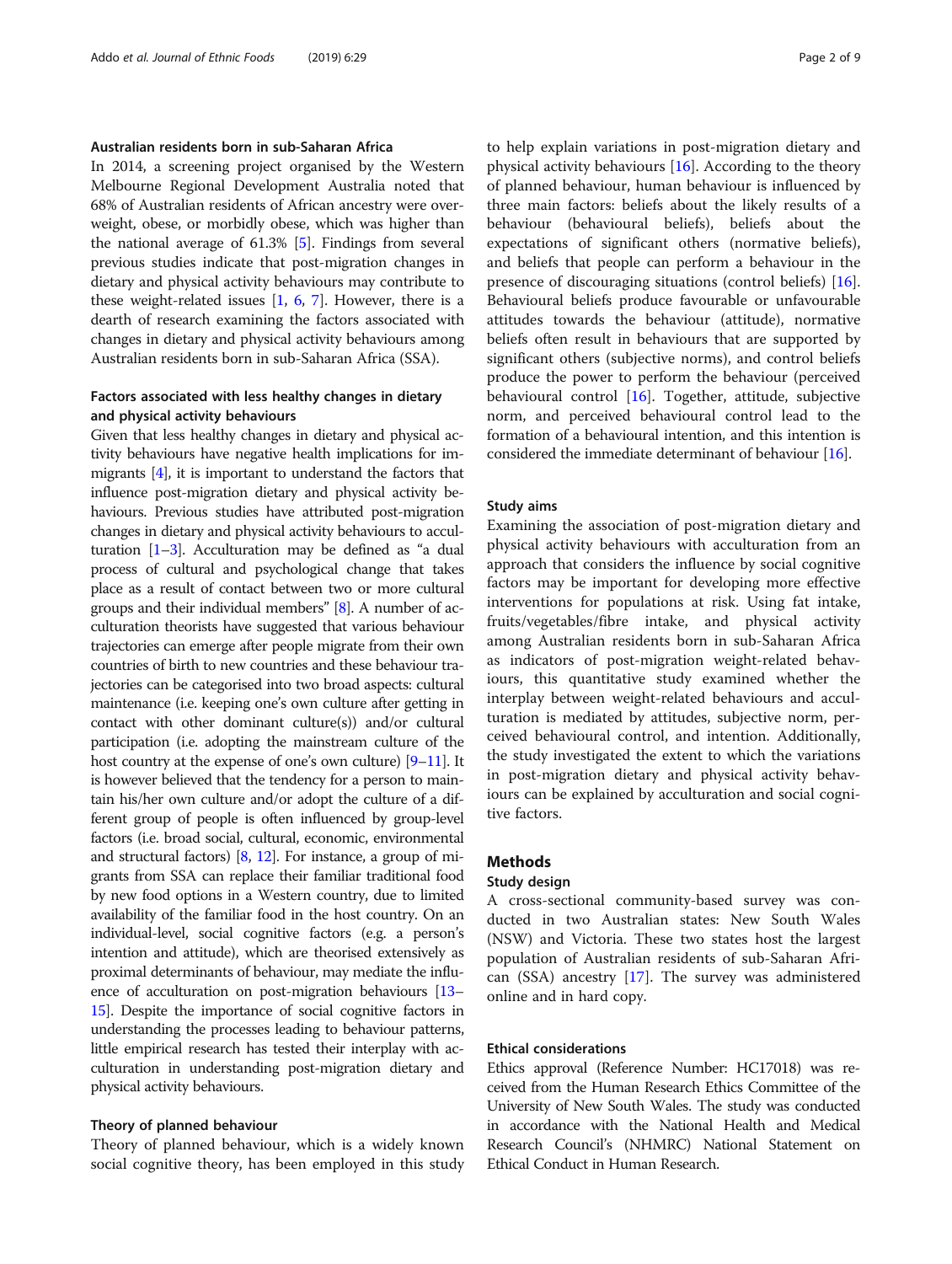### Australian residents born in sub-Saharan Africa

In 2014, a screening project organised by the Western Melbourne Regional Development Australia noted that 68% of Australian residents of African ancestry were overweight, obese, or morbidly obese, which was higher than the national average of 61.3% [5]. Findings from several previous studies indicate that post-migration changes in dietary and physical activity behaviours may contribute to these weight-related issues [1, 6, 7]. However, there is a dearth of research examining the factors associated with changes in dietary and physical activity behaviours among Australian residents born in sub-Saharan Africa (SSA).

### Factors associated with less healthy changes in dietary and physical activity behaviours

Given that less healthy changes in dietary and physical activity behaviours have negative health implications for immigrants [4], it is important to understand the factors that influence post-migration dietary and physical activity behaviours. Previous studies have attributed post-migration changes in dietary and physical activity behaviours to acculturation [1–3]. Acculturation may be defined as "a dual process of cultural and psychological change that takes place as a result of contact between two or more cultural groups and their individual members" [8]. A number of acculturation theorists have suggested that various behaviour trajectories can emerge after people migrate from their own countries of birth to new countries and these behaviour trajectories can be categorised into two broad aspects: cultural maintenance (i.e. keeping one's own culture after getting in contact with other dominant culture(s)) and/or cultural participation (i.e. adopting the mainstream culture of the host country at the expense of one's own culture) [9–11]. It is however believed that the tendency for a person to maintain his/her own culture and/or adopt the culture of a different group of people is often influenced by group-level factors (i.e. broad social, cultural, economic, environmental and structural factors) [8, 12]. For instance, a group of migrants from SSA can replace their familiar traditional food by new food options in a Western country, due to limited availability of the familiar food in the host country. On an individual-level, social cognitive factors (e.g. a person's intention and attitude), which are theorised extensively as proximal determinants of behaviour, may mediate the influence of acculturation on post-migration behaviours [13–15]. Despite the importance of social cognitive factors in understanding the processes leading to behaviour patterns, little empirical research has tested their interplay with acculturation in understanding post-migration dietary and physical activity behaviours.

### Theory of planned behaviour

Theory of planned behaviour, which is a widely known social cognitive theory, has been employed in this study to help explain variations in post-migration dietary and physical activity behaviours [16]. According to the theory of planned behaviour, human behaviour is influenced by three main factors: beliefs about the likely results of a behaviour (behavioural beliefs), beliefs about the expectations of significant others (normative beliefs), and beliefs that people can perform a behaviour in the presence of discouraging situations (control beliefs) [16]. Behavioural beliefs produce favourable or unfavourable attitudes towards the behaviour (attitude), normative beliefs often result in behaviours that are supported by significant others (subjective norms), and control beliefs produce the power to perform the behaviour (perceived behavioural control [16]. Together, attitude, subjective norm, and perceived behavioural control lead to the formation of a behavioural intention, and this intention is considered the immediate determinant of behaviour [16].

### Study aims

Examining the association of post-migration dietary and physical activity behaviours with acculturation from an approach that considers the influence by social cognitive factors may be important for developing more effective interventions for populations at risk. Using fat intake, fruits/vegetables/fibre intake, and physical activity among Australian residents born in sub-Saharan Africa as indicators of post-migration weight-related behaviours, this quantitative study examined whether the interplay between weight-related behaviours and acculturation is mediated by attitudes, subjective norm, perceived behavioural control, and intention. Additionally, the study investigated the extent to which the variations in post-migration dietary and physical activity behaviours can be explained by acculturation and social cognitive factors.

## Methods

### Study design

A cross-sectional community-based survey was conducted in two Australian states: New South Wales (NSW) and Victoria. These two states host the largest population of Australian residents of sub-Saharan African (SSA) ancestry [17]. The survey was administered online and in hard copy.

### Ethical considerations

Ethics approval (Reference Number: HC17018) was received from the Human Research Ethics Committee of the University of New South Wales. The study was conducted in accordance with the National Health and Medical Research Council's (NHMRC) National Statement on Ethical Conduct in Human Research.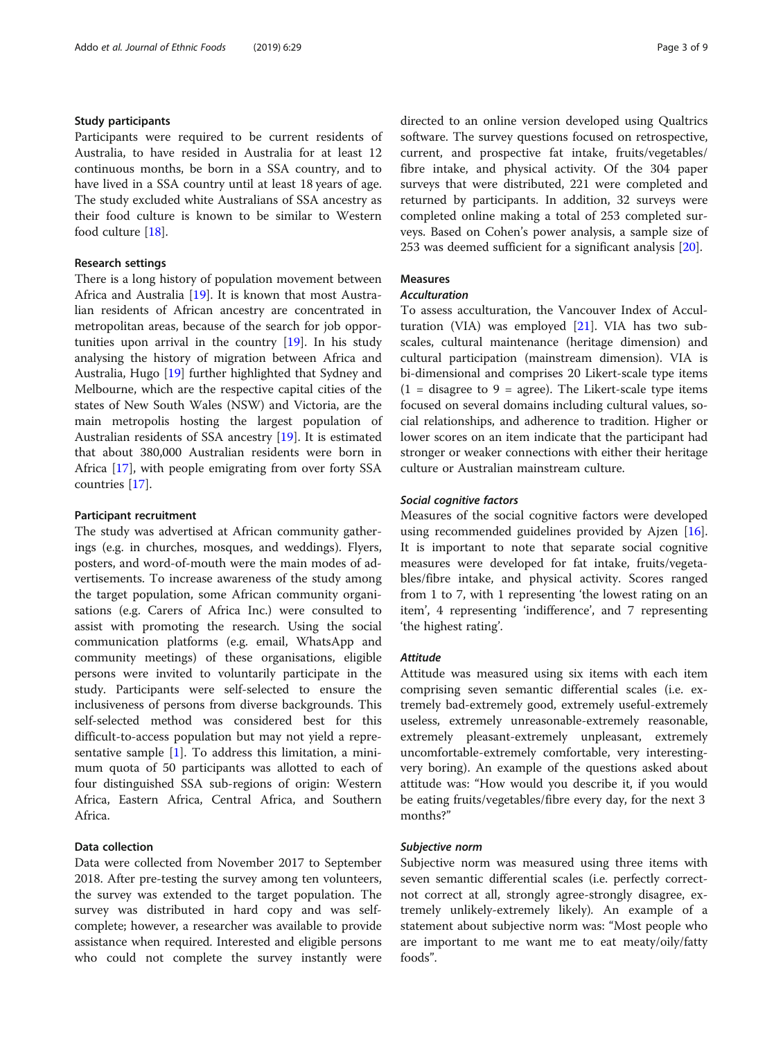### Study participants

Participants were required to be current residents of Australia, to have resided in Australia for at least 12 continuous months, be born in a SSA country, and to have lived in a SSA country until at least 18 years of age. The study excluded white Australians of SSA ancestry as their food culture is known to be similar to Western food culture [18].

### Research settings

There is a long history of population movement between Africa and Australia [19]. It is known that most Australian residents of African ancestry are concentrated in metropolitan areas, because of the search for job opportunities upon arrival in the country [19]. In his study analysing the history of migration between Africa and Australia, Hugo [19] further highlighted that Sydney and Melbourne, which are the respective capital cities of the states of New South Wales (NSW) and Victoria, are the main metropolis hosting the largest population of Australian residents of SSA ancestry [19]. It is estimated that about 380,000 Australian residents were born in Africa [17], with people emigrating from over forty SSA countries [17].

### Participant recruitment

The study was advertised at African community gatherings (e.g. in churches, mosques, and weddings). Flyers, posters, and word-of-mouth were the main modes of advertisements. To increase awareness of the study among the target population, some African community organisations (e.g. Carers of Africa Inc.) were consulted to assist with promoting the research. Using the social communication platforms (e.g. email, WhatsApp and community meetings) of these organisations, eligible persons were invited to voluntarily participate in the study. Participants were self-selected to ensure the inclusiveness of persons from diverse backgrounds. This self-selected method was considered best for this difficult-to-access population but may not yield a representative sample [1]. To address this limitation, a minimum quota of 50 participants was allotted to each of four distinguished SSA sub-regions of origin: Western Africa, Eastern Africa, Central Africa, and Southern Africa.

### Data collection

Data were collected from November 2017 to September 2018. After pre-testing the survey among ten volunteers, the survey was extended to the target population. The survey was distributed in hard copy and was self-complete; however, a researcher was available to provide assistance when required. Interested and eligible persons who could not complete the survey instantly were directed to an online version developed using Qualtrics software. The survey questions focused on retrospective, current, and prospective fat intake, fruits/vegetables/fibre intake, and physical activity. Of the 304 paper surveys that were distributed, 221 were completed and returned by participants. In addition, 32 surveys were completed online making a total of 253 completed surveys. Based on Cohen's power analysis, a sample size of 253 was deemed sufficient for a significant analysis [20].

### Measures

#### *Acculturation*

To assess acculturation, the Vancouver Index of Acculturation (VIA) was employed [21]. VIA has two subscales, cultural maintenance (heritage dimension) and cultural participation (mainstream dimension). VIA is bi-dimensional and comprises 20 Likert-scale type items (1 = disagree to 9 = agree). The Likert-scale type items focused on several domains including cultural values, social relationships, and adherence to tradition. Higher or lower scores on an item indicate that the participant had stronger or weaker connections with either their heritage culture or Australian mainstream culture.

#### *Social cognitive factors*

Measures of the social cognitive factors were developed using recommended guidelines provided by Ajzen [16]. It is important to note that separate social cognitive measures were developed for fat intake, fruits/vegetables/fibre intake, and physical activity. Scores ranged from 1 to 7, with 1 representing 'the lowest rating on an item', 4 representing 'indifference', and 7 representing 'the highest rating'.

#### *Attitude*

Attitude was measured using six items with each item comprising seven semantic differential scales (i.e. extremely bad-extremely good, extremely useful-extremely useless, extremely unreasonable-extremely reasonable, extremely pleasant-extremely unpleasant, extremely uncomfortable-extremely comfortable, very interesting-very boring). An example of the questions asked about attitude was: "How would you describe it, if you would be eating fruits/vegetables/fibre every day, for the next 3 months?"

#### *Subjective norm*

Subjective norm was measured using three items with seven semantic differential scales (i.e. perfectly correct-not correct at all, strongly agree-strongly disagree, extremely unlikely-extremely likely). An example of a statement about subjective norm was: "Most people who are important to me want me to eat meaty/oily/fatty foods".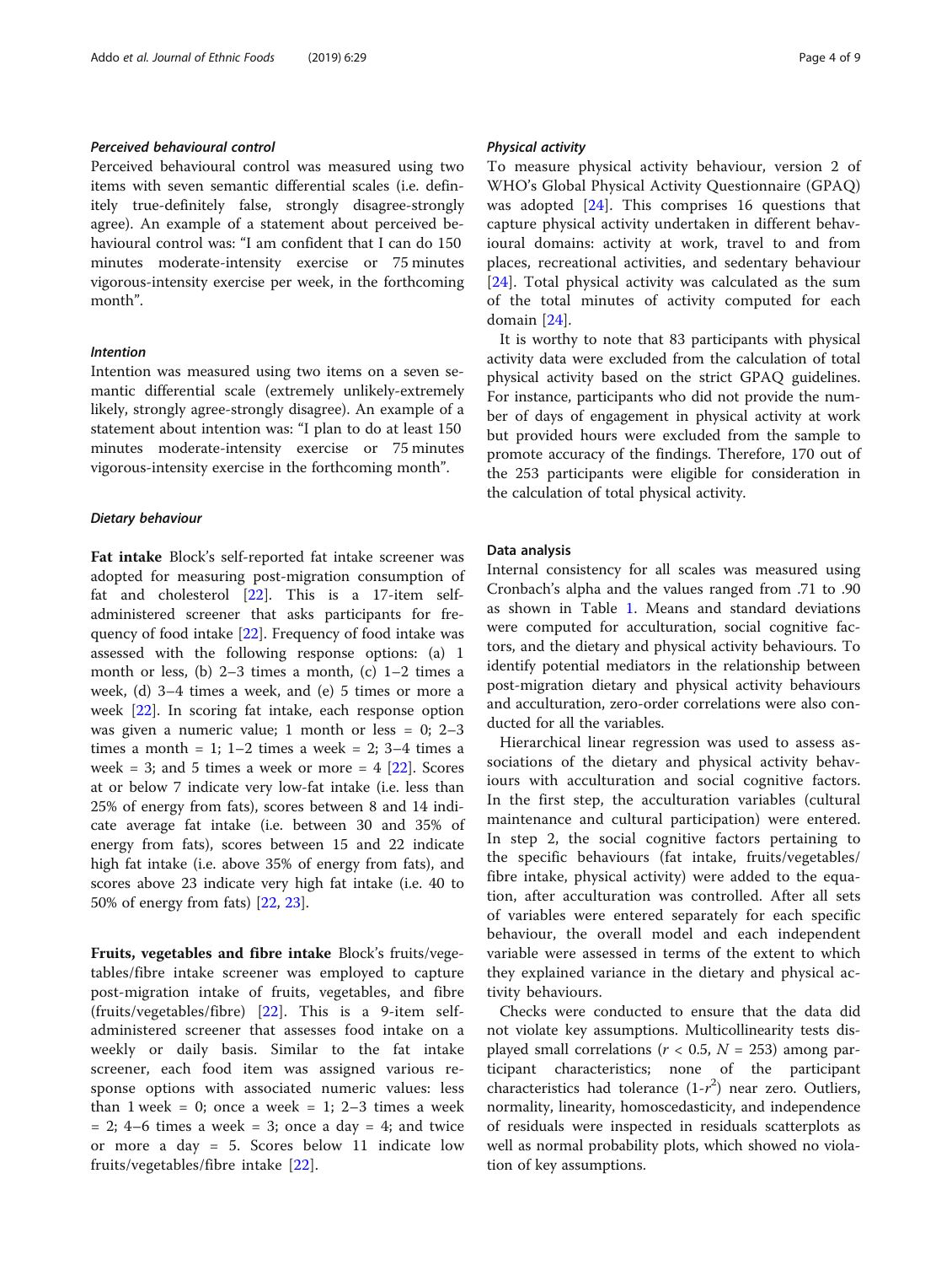#### *Perceived behavioural control*

Perceived behavioural control was measured using two items with seven semantic differential scales (i.e. definitely true-definitely false, strongly disagree-strongly agree). An example of a statement about perceived behavioural control was: "I am confident that I can do 150 minutes moderate-intensity exercise or 75 minutes vigorous-intensity exercise per week, in the forthcoming month".

#### *Intention*

Intention was measured using two items on a seven semantic differential scale (extremely unlikely-extremely likely, strongly agree-strongly disagree). An example of a statement about intention was: "I plan to do at least 150 minutes moderate-intensity exercise or 75 minutes vigorous-intensity exercise in the forthcoming month".

#### *Dietary behaviour*

**Fat intake** Block's self-reported fat intake screener was adopted for measuring post-migration consumption of fat and cholesterol [22]. This is a 17-item self-administered screener that asks participants for frequency of food intake [22]. Frequency of food intake was assessed with the following response options: (a) 1 month or less, (b) 2–3 times a month, (c) 1–2 times a week, (d) 3–4 times a week, and (e) 5 times or more a week [22]. In scoring fat intake, each response option was given a numeric value; 1 month or less = 0; 2–3 times a month = 1; 1–2 times a week = 2; 3–4 times a week = 3; and 5 times a week or more = 4 [22]. Scores at or below 7 indicate very low-fat intake (i.e. less than 25% of energy from fats), scores between 8 and 14 indicate average fat intake (i.e. between 30 and 35% of energy from fats), scores between 15 and 22 indicate high fat intake (i.e. above 35% of energy from fats), and scores above 23 indicate very high fat intake (i.e. 40 to 50% of energy from fats) [22, 23].

**Fruits, vegetables and fibre intake** Block's fruits/vegetables/fibre intake screener was employed to capture post-migration intake of fruits, vegetables, and fibre (fruits/vegetables/fibre) [22]. This is a 9-item self-administered screener that assesses food intake on a weekly or daily basis. Similar to the fat intake screener, each food item was assigned various response options with associated numeric values: less than 1 week = 0; once a week = 1; 2–3 times a week = 2; 4–6 times a week = 3; once a day = 4; and twice or more a day = 5. Scores below 11 indicate low fruits/vegetables/fibre intake [22].

#### *Physical activity*

To measure physical activity behaviour, version 2 of WHO's Global Physical Activity Questionnaire (GPAQ) was adopted [24]. This comprises 16 questions that capture physical activity undertaken in different behavioural domains: activity at work, travel to and from places, recreational activities, and sedentary behaviour [24]. Total physical activity was calculated as the sum of the total minutes of activity computed for each domain [24].

It is worthy to note that 83 participants with physical activity data were excluded from the calculation of total physical activity based on the strict GPAQ guidelines. For instance, participants who did not provide the number of days of engagement in physical activity at work but provided hours were excluded from the sample to promote accuracy of the findings. Therefore, 170 out of the 253 participants were eligible for consideration in the calculation of total physical activity.

### Data analysis

Internal consistency for all scales was measured using Cronbach's alpha and the values ranged from .71 to .90 as shown in Table 1. Means and standard deviations were computed for acculturation, social cognitive factors, and the dietary and physical activity behaviours. To identify potential mediators in the relationship between post-migration dietary and physical activity behaviours and acculturation, zero-order correlations were also conducted for all the variables.

Hierarchical linear regression was used to assess associations of the dietary and physical activity behaviours with acculturation and social cognitive factors. In the first step, the acculturation variables (cultural maintenance and cultural participation) were entered. In step 2, the social cognitive factors pertaining to the specific behaviours (fat intake, fruits/vegetables/fibre intake, physical activity) were added to the equation, after acculturation was controlled. After all sets of variables were entered separately for each specific behaviour, the overall model and each independent variable were assessed in terms of the extent to which they explained variance in the dietary and physical activity behaviours.

Checks were conducted to ensure that the data did not violate key assumptions. Multicollinearity tests displayed small correlations ($r < 0.5$, $N = 253$) among participant characteristics; none of the participant characteristics had tolerance ($1\text{-}r^2$) near zero. Outliers, normality, linearity, homoscedasticity, and independence of residuals were inspected in residuals scatterplots as well as normal probability plots, which showed no violation of key assumptions.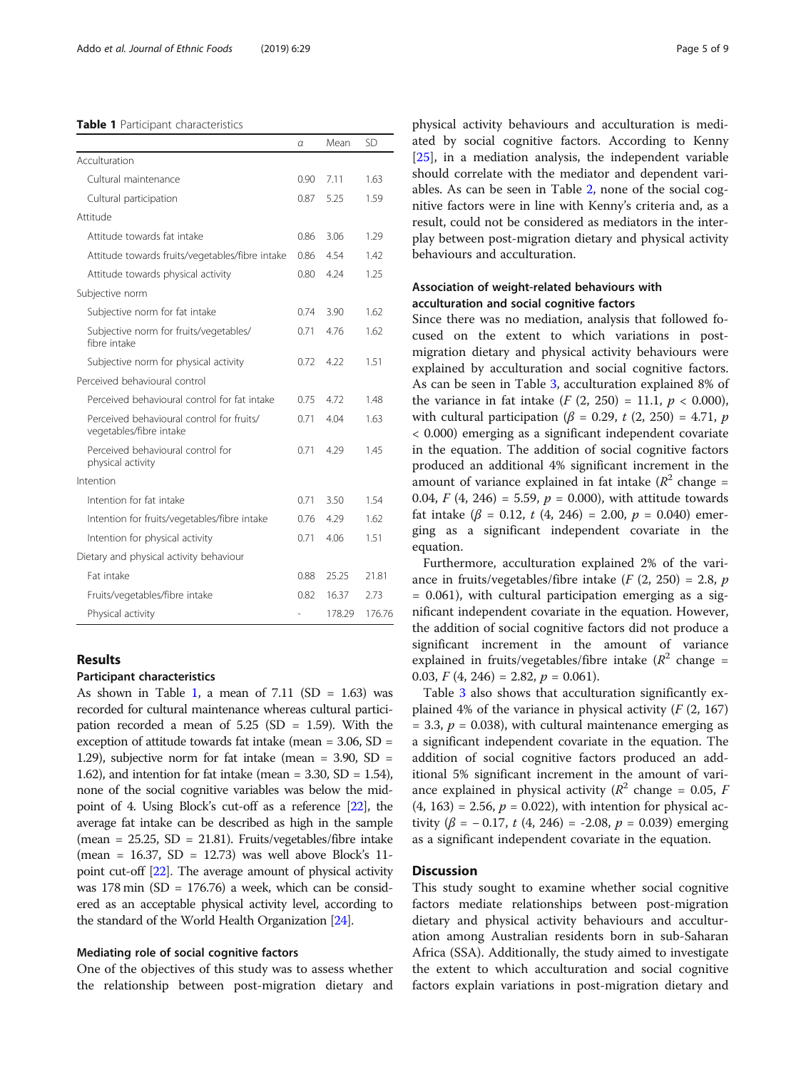**Table 1** Participant characteristics

| | α | Mean | SD |
|---|---|---|---|
| Acculturation | | | |
| Cultural maintenance | 0.90 | 7.11 | 1.63 |
| Cultural participation | 0.87 | 5.25 | 1.59 |
| Attitude | | | |
| Attitude towards fat intake | 0.86 | 3.06 | 1.29 |
| Attitude towards fruits/vegetables/fibre intake | 0.86 | 4.54 | 1.42 |
| Attitude towards physical activity | 0.80 | 4.24 | 1.25 |
| Subjective norm | | | |
| Subjective norm for fat intake | 0.74 | 3.90 | 1.62 |
| Subjective norm for fruits/vegetables/ fibre intake | 0.71 | 4.76 | 1.62 |
| Subjective norm for physical activity | 0.72 | 4.22 | 1.51 |
| Perceived behavioural control | | | |
| Perceived behavioural control for fat intake | 0.75 | 4.72 | 1.48 |
| Perceived behavioural control for fruits/ vegetables/fibre intake | 0.71 | 4.04 | 1.63 |
| Perceived behavioural control for physical activity | 0.71 | 4.29 | 1.45 |
| Intention | | | |
| Intention for fat intake | 0.71 | 3.50 | 1.54 |
| Intention for fruits/vegetables/fibre intake | 0.76 | 4.29 | 1.62 |
| Intention for physical activity | 0.71 | 4.06 | 1.51 |
| Dietary and physical activity behaviour | | | |
| Fat intake | 0.88 | 25.25 | 21.81 |
| Fruits/vegetables/fibre intake | 0.82 | 16.37 | 2.73 |
| Physical activity | - | 178.29 | 176.76 |

## Results

### Participant characteristics

As shown in Table 1, a mean of 7.11 (SD = 1.63) was recorded for cultural maintenance whereas cultural participation recorded a mean of 5.25 (SD = 1.59). With the exception of attitude towards fat intake (mean = 3.06, SD = 1.29), subjective norm for fat intake (mean = 3.90, SD = 1.62), and intention for fat intake (mean = 3.30, SD = 1.54), none of the social cognitive variables was below the midpoint of 4. Using Block's cut-off as a reference [22], the average fat intake can be described as high in the sample (mean = 25.25, SD = 21.81). Fruits/vegetables/fibre intake (mean = 16.37, SD = 12.73) was well above Block's 11-point cut-off [22]. The average amount of physical activity was 178 min (SD = 176.76) a week, which can be considered as an acceptable physical activity level, according to the standard of the World Health Organization [24].

### Mediating role of social cognitive factors

One of the objectives of this study was to assess whether the relationship between post-migration dietary and physical activity behaviours and acculturation is mediated by social cognitive factors. According to Kenny [25], in a mediation analysis, the independent variable should correlate with the mediator and dependent variables. As can be seen in Table 2, none of the social cognitive factors were in line with Kenny's criteria and, as a result, could not be considered as mediators in the interplay between post-migration dietary and physical activity behaviours and acculturation.

### Association of weight-related behaviours with acculturation and social cognitive factors

Since there was no mediation, analysis that followed focused on the extent to which variations in post-migration dietary and physical activity behaviours were explained by acculturation and social cognitive factors. As can be seen in Table 3, acculturation explained 8% of the variance in fat intake ($F$ (2, 250) = 11.1, $p < 0.000$), with cultural participation ($\beta = 0.29$, $t$ (2, 250) = 4.71, $p < 0.000$) emerging as a significant independent covariate in the equation. The addition of social cognitive factors produced an additional 4% significant increment in the amount of variance explained in fat intake ($R^2$ change = 0.04, $F$ (4, 246) = 5.59, $p = 0.000$), with attitude towards fat intake ($\beta = 0.12$, $t$ (4, 246) = 2.00, $p = 0.040$) emerging as a significant independent covariate in the equation.

Furthermore, acculturation explained 2% of the variance in fruits/vegetables/fibre intake ($F$ (2, 250) = 2.8, $p = 0.061$), with cultural participation emerging as a significant independent covariate in the equation. However, the addition of social cognitive factors did not produce a significant increment in the amount of variance explained in fruits/vegetables/fibre intake ($R^2$ change = 0.03, $F$ (4, 246) = 2.82, $p = 0.061$).

Table 3 also shows that acculturation significantly explained 4% of the variance in physical activity ($F$ (2, 167) = 3.3, $p = 0.038$), with cultural maintenance emerging as a significant independent covariate in the equation. The addition of social cognitive factors produced an additional 5% significant increment in the amount of variance explained in physical activity ($R^2$ change = 0.05, $F$ (4, 163) = 2.56, $p = 0.022$), with intention for physical activity ($\beta = -0.17$, $t$ (4, 246) = -2.08, $p = 0.039$) emerging as a significant independent covariate in the equation.

## Discussion

This study sought to examine whether social cognitive factors mediate relationships between post-migration dietary and physical activity behaviours and acculturation among Australian residents born in sub-Saharan Africa (SSA). Additionally, the study aimed to investigate the extent to which acculturation and social cognitive factors explain variations in post-migration dietary and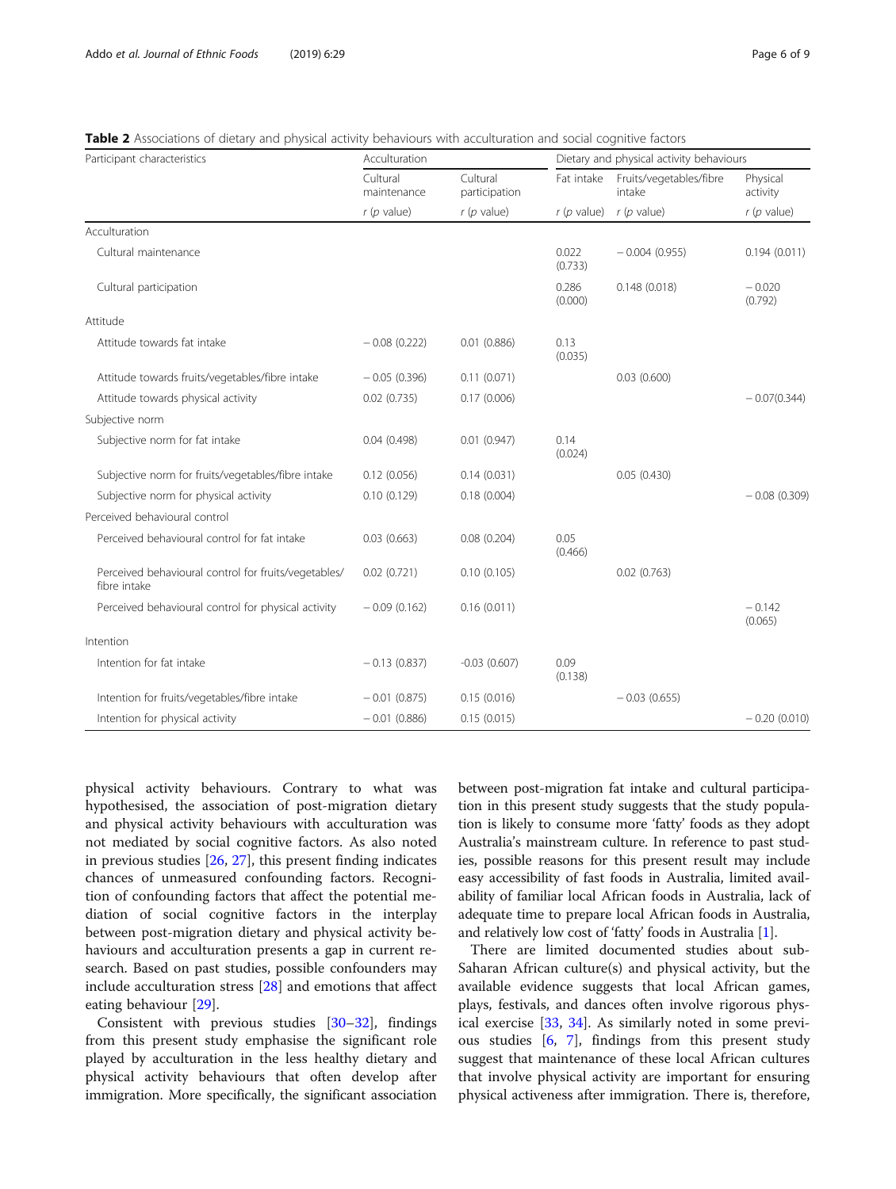**Table 2** Associations of dietary and physical activity behaviours with acculturation and social cognitive factors

| Participant characteristics | Acculturation | | Dietary and physical activity behaviours | | |
|---|---|---|---|---|---|
| | Cultural maintenance | Cultural participation | Fat intake | Fruits/vegetables/fibre intake | Physical activity |
| | r (p value) | r (p value) | r (p value) | r (p value) | r (p value) |
| Acculturation | | | | | |
| Cultural maintenance | | | 0.022 (0.733) | − 0.004 (0.955) | 0.194 (0.011) |
| Cultural participation | | | 0.286 (0.000) | 0.148 (0.018) | − 0.020 (0.792) |
| Attitude | | | | | |
| Attitude towards fat intake | − 0.08 (0.222) | 0.01 (0.886) | 0.13 (0.035) | | |
| Attitude towards fruits/vegetables/fibre intake | − 0.05 (0.396) | 0.11 (0.071) | | 0.03 (0.600) | |
| Attitude towards physical activity | 0.02 (0.735) | 0.17 (0.006) | | | − 0.07(0.344) |
| Subjective norm | | | | | |
| Subjective norm for fat intake | 0.04 (0.498) | 0.01 (0.947) | 0.14 (0.024) | | |
| Subjective norm for fruits/vegetables/fibre intake | 0.12 (0.056) | 0.14 (0.031) | | 0.05 (0.430) | |
| Subjective norm for physical activity | 0.10 (0.129) | 0.18 (0.004) | | | − 0.08 (0.309) |
| Perceived behavioural control | | | | | |
| Perceived behavioural control for fat intake | 0.03 (0.663) | 0.08 (0.204) | 0.05 (0.466) | | |
| Perceived behavioural control for fruits/vegetables/ fibre intake | 0.02 (0.721) | 0.10 (0.105) | | 0.02 (0.763) | |
| Perceived behavioural control for physical activity | − 0.09 (0.162) | 0.16 (0.011) | | | − 0.142 (0.065) |
| Intention | | | | | |
| Intention for fat intake | − 0.13 (0.837) | -0.03 (0.607) | 0.09 (0.138) | | |
| Intention for fruits/vegetables/fibre intake | − 0.01 (0.875) | 0.15 (0.016) | | − 0.03 (0.655) | |
| Intention for physical activity | − 0.01 (0.886) | 0.15 (0.015) | | | − 0.20 (0.010) |

physical activity behaviours. Contrary to what was hypothesised, the association of post-migration dietary and physical activity behaviours with acculturation was not mediated by social cognitive factors. As also noted in previous studies [26, 27], this present finding indicates chances of unmeasured confounding factors. Recognition of confounding factors that affect the potential mediation of social cognitive factors in the interplay between post-migration dietary and physical activity behaviours and acculturation presents a gap in current research. Based on past studies, possible confounders may include acculturation stress [28] and emotions that affect eating behaviour [29].

Consistent with previous studies [30–32], findings from this present study emphasise the significant role played by acculturation in the less healthy dietary and physical activity behaviours that often develop after immigration. More specifically, the significant association between post-migration fat intake and cultural participation in this present study suggests that the study population is likely to consume more 'fatty' foods as they adopt Australia's mainstream culture. In reference to past studies, possible reasons for this present result may include easy accessibility of fast foods in Australia, limited availability of familiar local African foods in Australia, lack of adequate time to prepare local African foods in Australia, and relatively low cost of 'fatty' foods in Australia [1].

There are limited documented studies about sub-Saharan African culture(s) and physical activity, but the available evidence suggests that local African games, plays, festivals, and dances often involve rigorous physical exercise [33, 34]. As similarly noted in some previous studies [6, 7], findings from this present study suggest that maintenance of these local African cultures that involve physical activity are important for ensuring physical activeness after immigration. There is, therefore,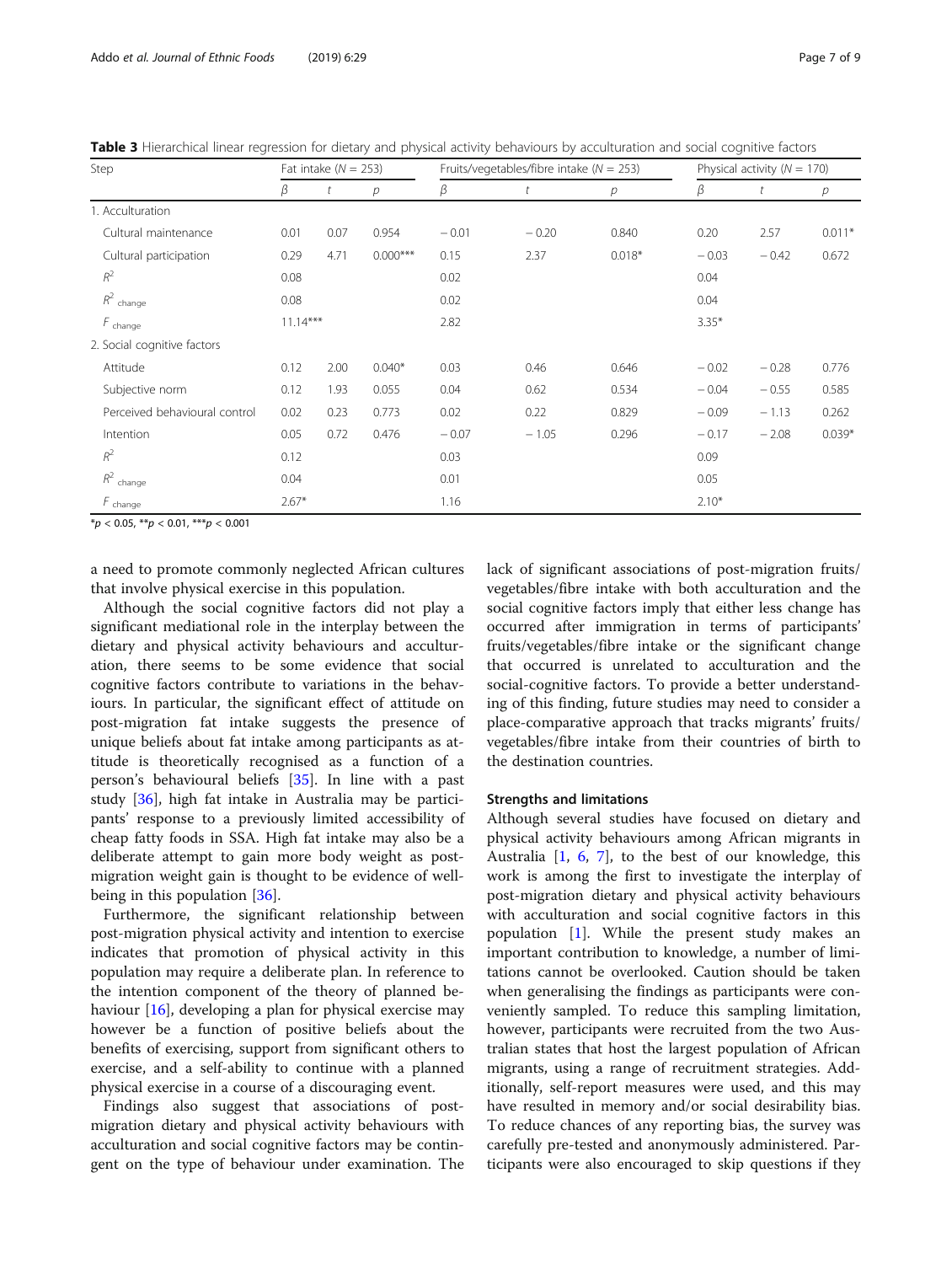**Table 3** Hierarchical linear regression for dietary and physical activity behaviours by acculturation and social cognitive factors

| Step | Fat intake ($N$ = 253) | | | Fruits/vegetables/fibre intake ($N$ = 253) | | | Physical activity ($N$ = 170) | | |
|---|---|---|---|---|---|---|---|---|---|
| | $\beta$ | $t$ | $p$ | $\beta$ | $t$ | $p$ | $\beta$ | $t$ | $p$ |
| 1. Acculturation | | | | | | | | | |
| Cultural maintenance | 0.01 | 0.07 | 0.954 | − 0.01 | − 0.20 | 0.840 | 0.20 | 2.57 | 0.011* |
| Cultural participation | 0.29 | 4.71 | 0.000*** | 0.15 | 2.37 | 0.018* | − 0.03 | − 0.42 | 0.672 |
| $R^2$ | 0.08 | | | 0.02 | | | 0.04 | | |
| $R^2_{change}$ | 0.08 | | | 0.02 | | | 0.04 | | |
| $F_{change}$ | 11.14*** | | | 2.82 | | | 3.35* | | |
| 2. Social cognitive factors | | | | | | | | | |
| Attitude | 0.12 | 2.00 | 0.040* | 0.03 | 0.46 | 0.646 | − 0.02 | − 0.28 | 0.776 |
| Subjective norm | 0.12 | 1.93 | 0.055 | 0.04 | 0.62 | 0.534 | − 0.04 | − 0.55 | 0.585 |
| Perceived behavioural control | 0.02 | 0.23 | 0.773 | 0.02 | 0.22 | 0.829 | − 0.09 | − 1.13 | 0.262 |
| Intention | 0.05 | 0.72 | 0.476 | − 0.07 | − 1.05 | 0.296 | − 0.17 | − 2.08 | 0.039* |
| $R^2$ | 0.12 | | | 0.03 | | | 0.09 | | |
| $R^2_{change}$ | 0.04 | | | 0.01 | | | 0.05 | | |
| $F_{change}$ | 2.67* | | | 1.16 | | | 2.10* | | |

*$p < 0.05$, **$p < 0.01$, ***$p < 0.001$

a need to promote commonly neglected African cultures that involve physical exercise in this population.

Although the social cognitive factors did not play a significant mediational role in the interplay between the dietary and physical activity behaviours and acculturation, there seems to be some evidence that social cognitive factors contribute to variations in the behaviours. In particular, the significant effect of attitude on post-migration fat intake suggests the presence of unique beliefs about fat intake among participants as attitude is theoretically recognised as a function of a person's behavioural beliefs [35]. In line with a past study [36], high fat intake in Australia may be participants' response to a previously limited accessibility of cheap fatty foods in SSA. High fat intake may also be a deliberate attempt to gain more body weight as post-migration weight gain is thought to be evidence of well-being in this population [36].

Furthermore, the significant relationship between post-migration physical activity and intention to exercise indicates that promotion of physical activity in this population may require a deliberate plan. In reference to the intention component of the theory of planned behaviour [16], developing a plan for physical exercise may however be a function of positive beliefs about the benefits of exercising, support from significant others to exercise, and a self-ability to continue with a planned physical exercise in a course of a discouraging event.

Findings also suggest that associations of post-migration dietary and physical activity behaviours with acculturation and social cognitive factors may be contingent on the type of behaviour under examination. The lack of significant associations of post-migration fruits/vegetables/fibre intake with both acculturation and the social cognitive factors imply that either less change has occurred after immigration in terms of participants' fruits/vegetables/fibre intake or the significant change that occurred is unrelated to acculturation and the social-cognitive factors. To provide a better understanding of this finding, future studies may need to consider a place-comparative approach that tracks migrants' fruits/vegetables/fibre intake from their countries of birth to the destination countries.

### Strengths and limitations

Although several studies have focused on dietary and physical activity behaviours among African migrants in Australia [1, 6, 7], to the best of our knowledge, this work is among the first to investigate the interplay of post-migration dietary and physical activity behaviours with acculturation and social cognitive factors in this population [1]. While the present study makes an important contribution to knowledge, a number of limitations cannot be overlooked. Caution should be taken when generalising the findings as participants were conveniently sampled. To reduce this sampling limitation, however, participants were recruited from the two Australian states that host the largest population of African migrants, using a range of recruitment strategies. Additionally, self-report measures were used, and this may have resulted in memory and/or social desirability bias. To reduce chances of any reporting bias, the survey was carefully pre-tested and anonymously administered. Participants were also encouraged to skip questions if they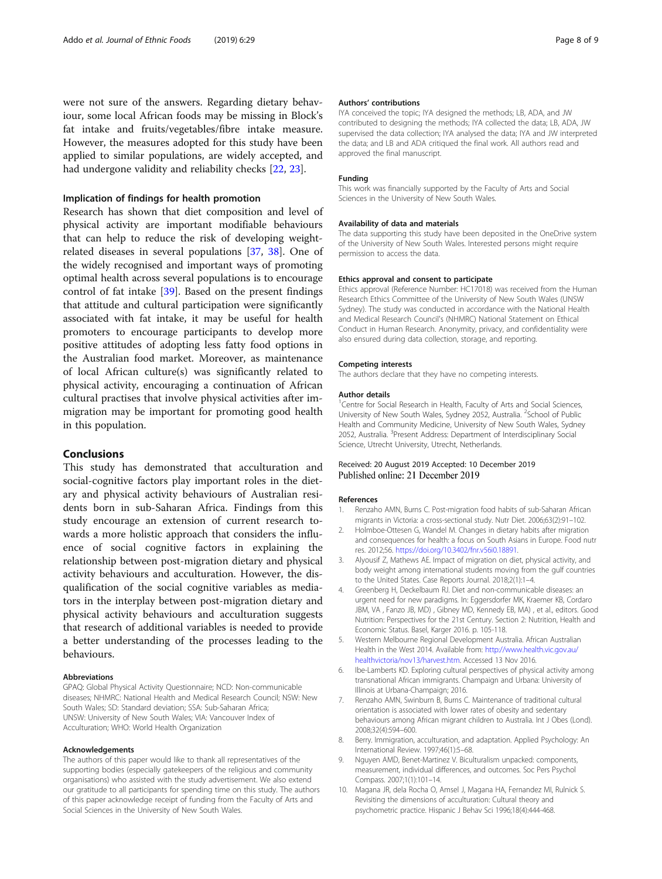were not sure of the answers. Regarding dietary behaviour, some local African foods may be missing in Block's fat intake and fruits/vegetables/fibre intake measure. However, the measures adopted for this study have been applied to similar populations, are widely accepted, and had undergone validity and reliability checks [22, 23].

### Implication of findings for health promotion

Research has shown that diet composition and level of physical activity are important modifiable behaviours that can help to reduce the risk of developing weight-related diseases in several populations [37, 38]. One of the widely recognised and important ways of promoting optimal health across several populations is to encourage control of fat intake [39]. Based on the present findings that attitude and cultural participation were significantly associated with fat intake, it may be useful for health promoters to encourage participants to develop more positive attitudes of adopting less fatty food options in the Australian food market. Moreover, as maintenance of local African culture(s) was significantly related to physical activity, encouraging a continuation of African cultural practises that involve physical activities after immigration may be important for promoting good health in this population.

## Conclusions

This study has demonstrated that acculturation and social-cognitive factors play important roles in the dietary and physical activity behaviours of Australian residents born in sub-Saharan Africa. Findings from this study encourage an extension of current research towards a more holistic approach that considers the influence of social cognitive factors in explaining the relationship between post-migration dietary and physical activity behaviours and acculturation. However, the disqualification of the social cognitive variables as mediators in the interplay between post-migration dietary and physical activity behaviours and acculturation suggests that research of additional variables is needed to provide a better understanding of the processes leading to the behaviours.

#### Abbreviations

GPAQ: Global Physical Activity Questionnaire; NCD: Non-communicable diseases; NHMRC: National Health and Medical Research Council; NSW: New South Wales; SD: Standard deviation; SSA: Sub-Saharan Africa; UNSW: University of New South Wales; VIA: Vancouver Index of Acculturation; WHO: World Health Organization

#### Acknowledgements

The authors of this paper would like to thank all representatives of the supporting bodies (especially gatekeepers of the religious and community organisations) who assisted with the study advertisement. We also extend our gratitude to all participants for spending time on this study. The authors of this paper acknowledge receipt of funding from the Faculty of Arts and Social Sciences in the University of New South Wales.

#### Authors' contributions

IYA conceived the topic; IYA designed the methods; LB, ADA, and JW contributed to designing the methods; IYA collected the data; LB, ADA, JW supervised the data collection; IYA analysed the data; IYA and JW interpreted the data; and LB and ADA critiqued the final work. All authors read and approved the final manuscript.

#### Funding

This work was financially supported by the Faculty of Arts and Social Sciences in the University of New South Wales.

#### Availability of data and materials

The data supporting this study have been deposited in the OneDrive system of the University of New South Wales. Interested persons might require permission to access the data.

#### Ethics approval and consent to participate

Ethics approval (Reference Number: HC17018) was received from the Human Research Ethics Committee of the University of New South Wales (UNSW Sydney). The study was conducted in accordance with the National Health and Medical Research Council's (NHMRC) National Statement on Ethical Conduct in Human Research. Anonymity, privacy, and confidentiality were also ensured during data collection, storage, and reporting.

#### Competing interests

The authors declare that they have no competing interests.

#### Author details

[1]Centre for Social Research in Health, Faculty of Arts and Social Sciences, University of New South Wales, Sydney 2052, Australia. [2]School of Public Health and Community Medicine, University of New South Wales, Sydney 2052, Australia. [3]Present Address: Department of Interdisciplinary Social Science, Utrecht University, Utrecht, Netherlands.

Received: 20 August 2019 Accepted: 10 December 2019
Published online: 21 December 2019

#### References

1. Renzaho AMN, Burns C. Post-migration food habits of sub-Saharan African migrants in Victoria: a cross-sectional study. Nutr Diet. 2006;63(2):91–102.
2. Holmboe-Ottesen G, Wandel M. Changes in dietary habits after migration and consequences for health: a focus on South Asians in Europe. Food nutr res. 2012;56. https://doi.org/10.3402/fnr.v56i0.18891.
3. Alyousif Z, Mathews AE. Impact of migration on diet, physical activity, and body weight among international students moving from the gulf countries to the United States. Case Reports Journal. 2018;2(1):1–4.
4. Greenberg H, Deckelbaum RJ. Diet and non-communicable diseases: an urgent need for new paradigms. In: Eggersdorfer MK, Kraemer KB, Cordaro JBM, VA , Fanzo JB, MD) , Gibney MD, Kennedy EB, MA) , et al., editors. Good Nutrition: Perspectives for the 21st Century. Section 2: Nutrition, Health and Economic Status. Basel, Karger 2016. p. 105-118.
5. Western Melbourne Regional Development Australia. African Australian Health in the West 2014. Available from: http://www.health.vic.gov.au/healthvictoria/nov13/harvest.htm. Accessed 13 Nov 2016.
6. Ibe-Lamberts KD. Exploring cultural perspectives of physical activity among transnational African immigrants. Champaign and Urbana: University of Illinois at Urbana-Champaign; 2016.
7. Renzaho AMN, Swinburn B, Burns C. Maintenance of traditional cultural orientation is associated with lower rates of obesity and sedentary behaviours among African migrant children to Australia. Int J Obes (Lond). 2008;32(4):594–600.
8. Berry. Immigration, acculturation, and adaptation. Applied Psychology: An International Review. 1997;46(1):5–68.
9. Nguyen AMD, Benet-Martinez V. Biculturalism unpacked: components, measurement, individual differences, and outcomes. Soc Pers Psychol Compass. 2007;1(1):101–14.
10. Magana JR, dela Rocha O, Amsel J, Magana HA, Fernandez MI, Rulnick S. Revisiting the dimensions of acculturation: Cultural theory and psychometric practice. Hispanic J Behav Sci 1996;18(4):444-468.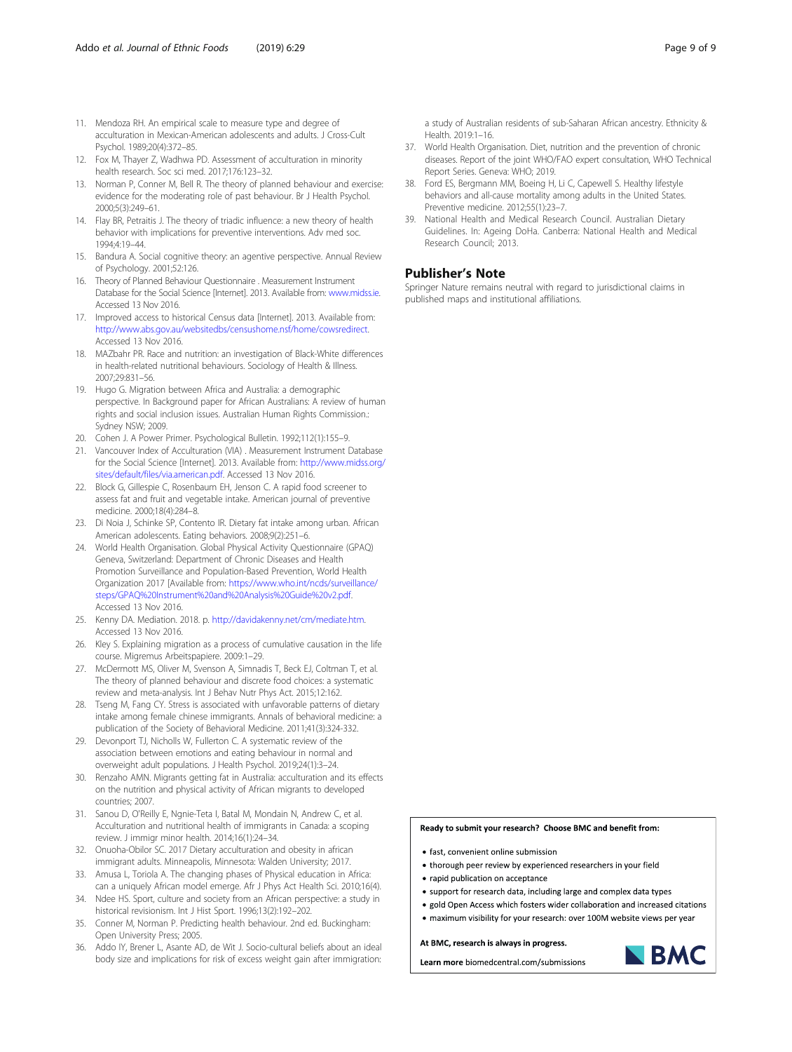11. Mendoza RH. An empirical scale to measure type and degree of acculturation in Mexican-American adolescents and adults. J Cross-Cult Psychol. 1989;20(4):372–85.
12. Fox M, Thayer Z, Wadhwa PD. Assessment of acculturation in minority health research. Soc sci med. 2017;176:123–32.
13. Norman P, Conner M, Bell R. The theory of planned behaviour and exercise: evidence for the moderating role of past behaviour. Br J Health Psychol. 2000;5(3):249–61.
14. Flay BR, Petraitis J. The theory of triadic influence: a new theory of health behavior with implications for preventive interventions. Adv med soc. 1994;4:19–44.
15. Bandura A. Social cognitive theory: an agentive perspective. Annual Review of Psychology. 2001;52:126.
16. Theory of Planned Behaviour Questionnaire . Measurement Instrument Database for the Social Science [Internet]. 2013. Available from: www.midss.ie. Accessed 13 Nov 2016.
17. Improved access to historical Census data [Internet]. 2013. Available from: http://www.abs.gov.au/websitedbs/censushome.nsf/home/cowsredirect. Accessed 13 Nov 2016.
18. MAZbahr PR. Race and nutrition: an investigation of Black-White differences in health-related nutritional behaviours. Sociology of Health & Illness. 2007;29:831–56.
19. Hugo G. Migration between Africa and Australia: a demographic perspective. In Background paper for African Australians: A review of human rights and social inclusion issues. Australian Human Rights Commission.: Sydney NSW; 2009.
20. Cohen J. A Power Primer. Psychological Bulletin. 1992;112(1):155–9.
21. Vancouver Index of Acculturation (VIA) . Measurement Instrument Database for the Social Science [Internet]. 2013. Available from: http://www.midss.org/sites/default/files/via.american.pdf. Accessed 13 Nov 2016.
22. Block G, Gillespie C, Rosenbaum EH, Jenson C. A rapid food screener to assess fat and fruit and vegetable intake. American journal of preventive medicine. 2000;18(4):284–8.
23. Di Noia J, Schinke SP, Contento IR. Dietary fat intake among urban. African American adolescents. Eating behaviors. 2008;9(2):251–6.
24. World Health Organisation. Global Physical Activity Questionnaire (GPAQ) Geneva, Switzerland: Department of Chronic Diseases and Health Promotion Surveillance and Population-Based Prevention, World Health Organization 2017 [Available from: https://www.who.int/ncds/surveillance/steps/GPAQ%20Instrument%20and%20Analysis%20Guide%20v2.pdf. Accessed 13 Nov 2016.
25. Kenny DA. Mediation. 2018. p. http://davidakenny.net/cm/mediate.htm. Accessed 13 Nov 2016.
26. Kley S. Explaining migration as a process of cumulative causation in the life course. Migremus Arbeitspapiere. 2009:1–29.
27. McDermott MS, Oliver M, Svenson A, Simnadis T, Beck EJ, Coltman T, et al. The theory of planned behaviour and discrete food choices: a systematic review and meta-analysis. Int J Behav Nutr Phys Act. 2015;12:162.
28. Tseng M, Fang CY. Stress is associated with unfavorable patterns of dietary intake among female chinese immigrants. Annals of behavioral medicine: a publication of the Society of Behavioral Medicine. 2011;41(3):324-332.
29. Devonport TJ, Nicholls W, Fullerton C. A systematic review of the association between emotions and eating behaviour in normal and overweight adult populations. J Health Psychol. 2019;24(1):3–24.
30. Renzaho AMN. Migrants getting fat in Australia: acculturation and its effects on the nutrition and physical activity of African migrants to developed countries; 2007.
31. Sanou D, O'Reilly E, Ngnie-Teta I, Batal M, Mondain N, Andrew C, et al. Acculturation and nutritional health of immigrants in Canada: a scoping review. J immigr minor health. 2014;16(1):24–34.
32. Onuoha-Obilor SC. 2017 Dietary acculturation and obesity in african immigrant adults. Minneapolis, Minnesota: Walden University; 2017.
33. Amusa L, Toriola A. The changing phases of Physical education in Africa: can a uniquely African model emerge. Afr J Phys Act Health Sci. 2010;16(4).
34. Ndee HS. Sport, culture and society from an African perspective: a study in historical revisionism. Int J Hist Sport. 1996;13(2):192–202.
35. Conner M, Norman P. Predicting health behaviour. 2nd ed. Buckingham: Open University Press; 2005.
36. Addo IY, Brener L, Asante AD, de Wit J. Socio-cultural beliefs about an ideal body size and implications for risk of excess weight gain after immigration: a study of Australian residents of sub-Saharan African ancestry. Ethnicity & Health. 2019:1–16.
37. World Health Organisation. Diet, nutrition and the prevention of chronic diseases. Report of the joint WHO/FAO expert consultation, WHO Technical Report Series. Geneva: WHO; 2019.
38. Ford ES, Bergmann MM, Boeing H, Li C, Capewell S. Healthy lifestyle behaviors and all-cause mortality among adults in the United States. Preventive medicine. 2012;55(1):23–7.
39. National Health and Medical Research Council. Australian Dietary Guidelines. In: Ageing DoHa. Canberra: National Health and Medical Research Council; 2013.

## Publisher's Note

Springer Nature remains neutral with regard to jurisdictional claims in published maps and institutional affiliations.

**Ready to submit your research? Choose BMC and benefit from:**

- fast, convenient online submission
- thorough peer review by experienced researchers in your field
- rapid publication on acceptance
- support for research data, including large and complex data types
- gold Open Access which fosters wider collaboration and increased citations
- maximum visibility for your research: over 100M website views per year

**At BMC, research is always in progress.**

**Learn more** biomedcentral.com/submissions

BMC